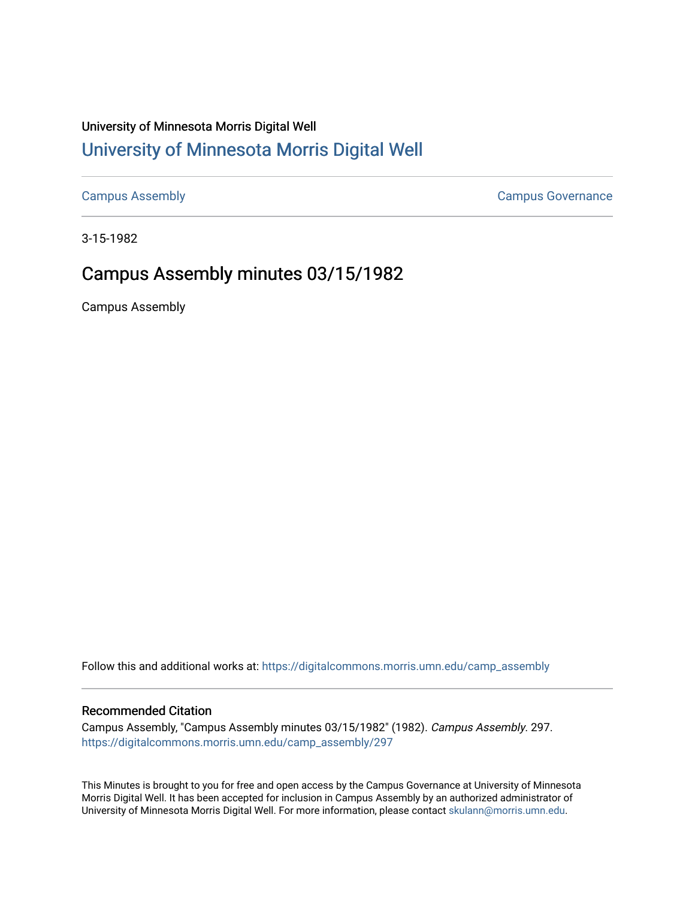University of Minnesota Morris Digital Well

# University of Minnesota Morris Digital Well

Campus Assembly

Campus Governance

3-15-1982

## Campus Assembly minutes 03/15/1982

Campus Assembly

Follow this and additional works at: https://digitalcommons.morris.umn.edu/camp_assembly

### Recommended Citation

Campus Assembly, "Campus Assembly minutes 03/15/1982" (1982). *Campus Assembly*. 297.
https://digitalcommons.morris.umn.edu/camp_assembly/297

This Minutes is brought to you for free and open access by the Campus Governance at University of Minnesota Morris Digital Well. It has been accepted for inclusion in Campus Assembly by an authorized administrator of University of Minnesota Morris Digital Well. For more information, please contact skulann@morris.umn.edu.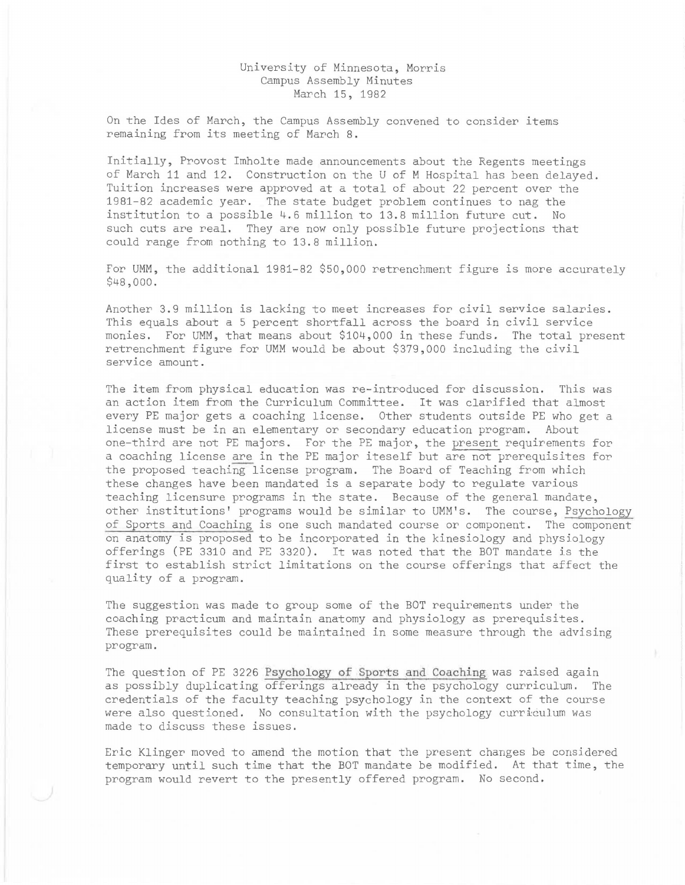University of Minnesota, Morris
Campus Assembly Minutes
March 15, 1982

On the Ides of March, the Campus Assembly convened to consider items remaining from its meeting of March 8.

Initially, Provost Imholte made announcements about the Regents meetings of March 11 and 12. Construction on the U of M Hospital has been delayed. Tuition increases were approved at a total of about 22 percent over the 1981-82 academic year. The state budget problem continues to nag the institution to a possible 4.6 million to 13.8 million future cut. No such cuts are real. They are now only possible future projections that could range from nothing to 13.8 million.

For UMM, the additional 1981-82 $50,000 retrenchment figure is more accurately $48,000.

Another 3.9 million is lacking to meet increases for civil service salaries. This equals about a 5 percent shortfall across the board in civil service monies. For UMM, that means about $104,000 in these funds. The total present retrenchment figure for UMM would be about $379,000 including the civil service amount.

The item from physical education was re-introduced for discussion. This was an action item from the Curriculum Committee. It was clarified that almost every PE major gets a coaching license. Other students outside PE who get a license must be in an elementary or secondary education program. About one-third are not PE majors. For the PE major, the present requirements for a coaching license are in the PE major iteself but are not prerequisites for the proposed teaching license program. The Board of Teaching from which these changes have been mandated is a separate body to regulate various teaching licensure programs in the state. Because of the general mandate, other institutions' programs would be similar to UMM's. The course, Psychology of Sports and Coaching is one such mandated course or component. The component on anatomy is proposed to be incorporated in the kinesiology and physiology offerings (PE 3310 and PE 3320). It was noted that the BOT mandate is the first to establish strict limitations on the course offerings that affect the quality of a program.

The suggestion was made to group some of the BOT requirements under the coaching practicum and maintain anatomy and physiology as prerequisites. These prerequisites could be maintained in some measure through the advising program.

The question of PE 3226 Psychology of Sports and Coaching was raised again as possibly duplicating offerings already in the psychology curriculum. The credentials of the faculty teaching psychology in the context of the course were also questioned. No consultation with the psychology curriculum was made to discuss these issues.

Eric Klinger moved to amend the motion that the present changes be considered temporary until such time that the BOT mandate be modified. At that time, the program would revert to the presently offered program. No second.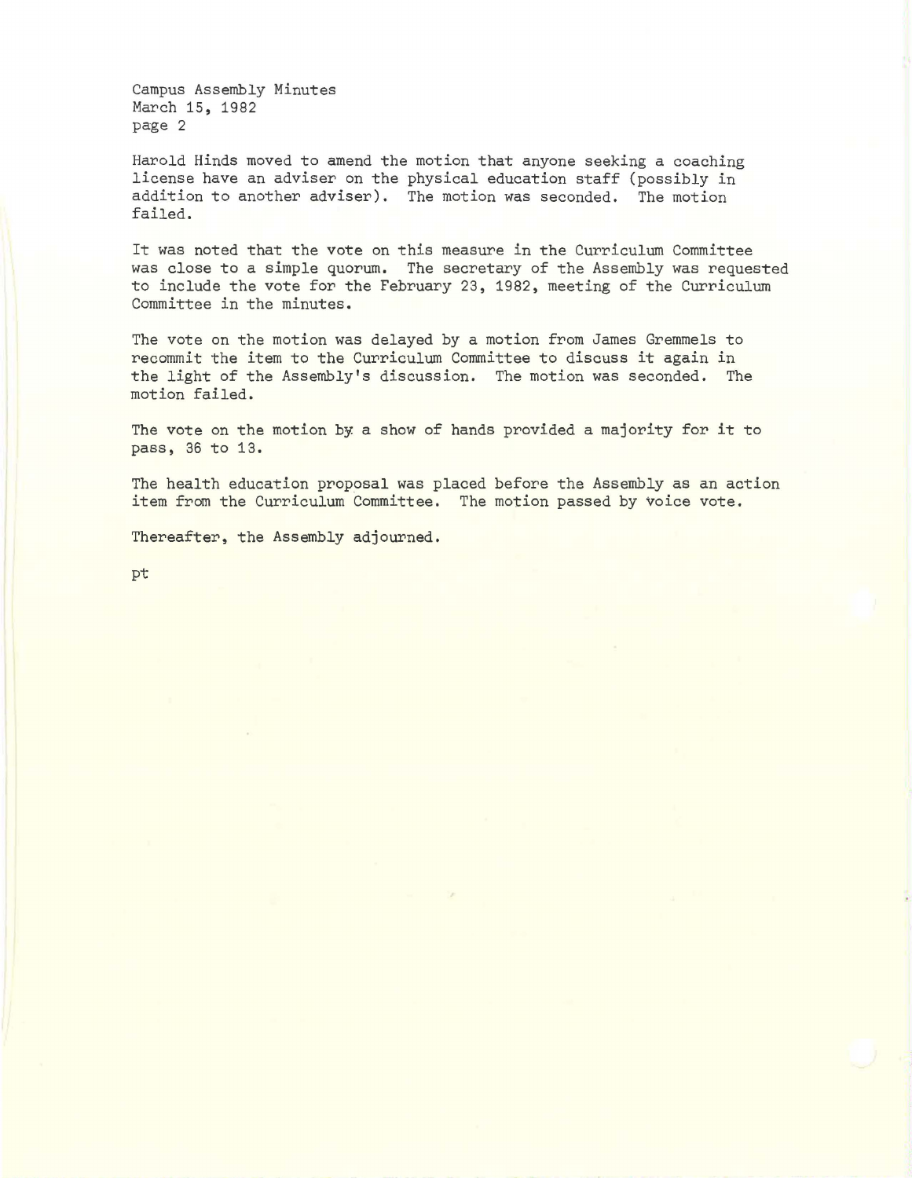Harold Hinds moved to amend the motion that anyone seeking a coaching license have an adviser on the physical education staff (possibly in addition to another adviser). The motion was seconded. The motion failed.

It was noted that the vote on this measure in the Curriculum Committee was close to a simple quorum. The secretary of the Assembly was requested to include the vote for the February 23, 1982, meeting of the Curriculum Committee in the minutes.

The vote on the motion was delayed by a motion from James Gremmels to recommit the item to the Curriculum Committee to discuss it again in the light of the Assembly's discussion. The motion was seconded. The motion failed.

The vote on the motion by a show of hands provided a majority for it to pass, 36 to 13.

The health education proposal was placed before the Assembly as an action item from the Curriculum Committee. The motion passed by voice vote.

Thereafter, the Assembly adjourned.

pt